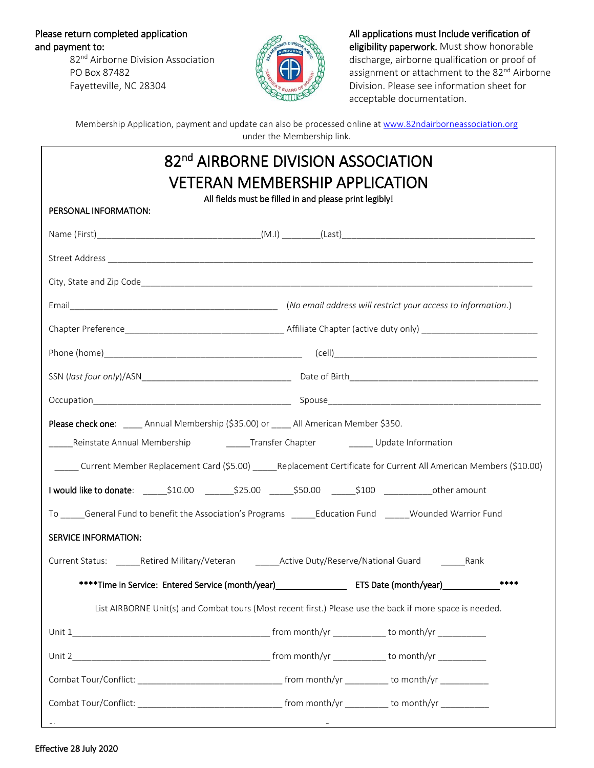Please return completed application and payment to:

82nd Airborne Division Association
PO Box 87482
Fayetteville, NC 28304

**All applications must Include verification of eligibility paperwork.** Must show honorable discharge, airborne qualification or proof of assignment or attachment to the 82nd Airborne Division. Please see information sheet for acceptable documentation.

Membership Application, payment and update can also be processed online at www.82ndairborneassociation.org under the Membership link.

# 82nd AIRBORNE DIVISION ASSOCIATION
# VETERAN MEMBERSHIP APPLICATION

All fields must be filled in and please print legibly!

PERSONAL INFORMATION:

Name (First)\_\_\_\_\_\_\_\_\_\_\_\_\_\_\_\_\_\_\_\_(M.I) \_\_\_\_\_\_\_\_(Last)\_\_\_\_\_\_\_\_\_\_\_\_\_\_\_\_\_\_\_\_

Street Address \_\_\_\_\_\_\_\_\_\_\_\_\_\_\_\_\_\_\_\_\_\_\_\_\_\_\_\_\_\_\_\_\_\_\_\_\_\_\_\_

City, State and Zip Code\_\_\_\_\_\_\_\_\_\_\_\_\_\_\_\_\_\_\_\_\_\_\_\_\_\_\_\_\_\_\_\_\_\_\_\_

Email\_\_\_\_\_\_\_\_\_\_\_\_\_\_\_\_\_\_\_\_\_\_\_\_\_\_ (*No email address will restrict your access to information*.)

Chapter Preference\_\_\_\_\_\_\_\_\_\_\_\_\_\_\_\_\_\_\_\_ Affiliate Chapter (active duty only) \_\_\_\_\_\_\_\_\_\_\_\_\_\_\_\_

Phone (home)\_\_\_\_\_\_\_\_\_\_\_\_\_\_\_\_\_\_\_\_\_\_\_\_ (cell)\_\_\_\_\_\_\_\_\_\_\_\_\_\_\_\_\_\_\_\_\_\_\_\_

SSN (*last four only*)/ASN\_\_\_\_\_\_\_\_\_\_\_\_\_\_\_\_\_\_\_\_ Date of Birth\_\_\_\_\_\_\_\_\_\_\_\_\_\_\_\_\_\_\_\_\_\_\_\_

Occupation\_\_\_\_\_\_\_\_\_\_\_\_\_\_\_\_\_\_\_\_\_\_\_\_ Spouse\_\_\_\_\_\_\_\_\_\_\_\_\_\_\_\_\_\_\_\_\_\_\_\_\_\_

**Please check one**: \_\_\_\_ Annual Membership ($35.00) or \_\_\_\_ All American Member $350.

\_\_\_\_\_Reinstate Annual Membership \_\_\_\_\_Transfer Chapter \_\_\_\_\_ Update Information

\_\_\_\_\_ Current Member Replacement Card ($5.00) \_\_\_\_\_Replacement Certificate for Current All American Members ($10.00)

**I would like to donate**: \_\_\_\_\_$10.00 \_\_\_\_\_\_$25.00 \_\_\_\_\_$50.00 \_\_\_\_\_$100 \_\_\_\_\_\_\_\_\_\_other amount

To \_\_\_\_\_General Fund to benefit the Association's Programs \_\_\_\_\_Education Fund \_\_\_\_\_Wounded Warrior Fund

SERVICE INFORMATION:

Current Status: \_\_\_\_\_Retired Military/Veteran \_\_\_\_\_Active Duty/Reserve/National Guard \_\_\_\_\_Rank

**\*\*\*\*Time in Service: Entered Service (month/year)\_\_\_\_\_\_\_\_\_\_\_\_\_\_\_ ETS Date (month/year)\_\_\_\_\_\_\_\_\_\_\_\_\*\*\*\***

List AIRBORNE Unit(s) and Combat tours (Most recent first.) Please use the back if more space is needed.

Unit 1\_\_\_\_\_\_\_\_\_\_\_\_\_\_\_\_\_\_\_\_\_\_\_\_ from month/yr \_\_\_\_\_\_\_\_\_\_\_ to month/yr \_\_\_\_\_\_\_\_\_\_

Unit 2\_\_\_\_\_\_\_\_\_\_\_\_\_\_\_\_\_\_\_\_\_\_\_\_ from month/yr \_\_\_\_\_\_\_\_\_\_\_ to month/yr \_\_\_\_\_\_\_\_\_\_

Combat Tour/Conflict: \_\_\_\_\_\_\_\_\_\_\_\_\_\_\_\_\_\_\_\_ from month/yr \_\_\_\_\_\_\_\_\_ to month/yr \_\_\_\_\_\_\_\_\_\_

Combat Tour/Conflict: \_\_\_\_\_\_\_\_\_\_\_\_\_\_\_\_\_\_\_\_ from month/yr \_\_\_\_\_\_\_\_\_ to month/yr \_\_\_\_\_\_\_\_\_\_

Effective 28 July 2020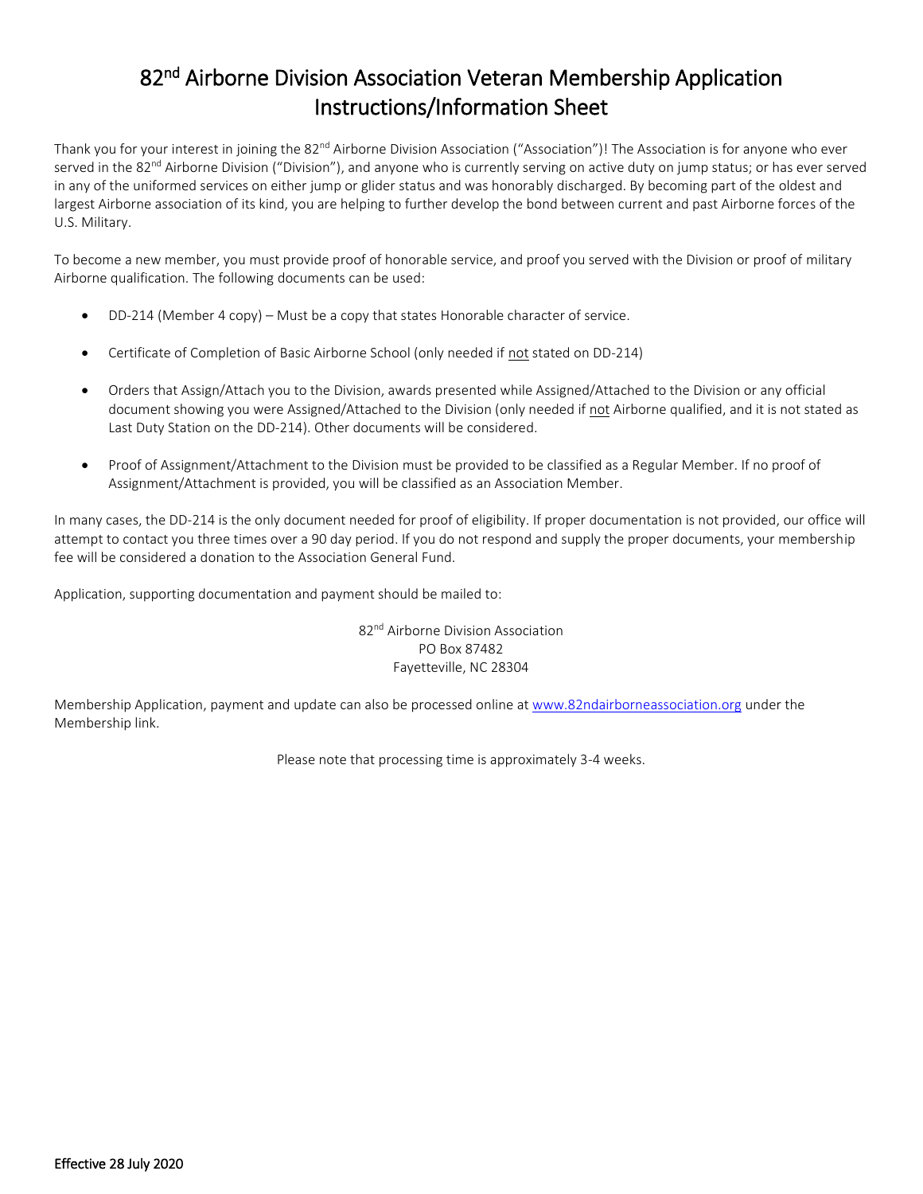# 82nd Airborne Division Association Veteran Membership Application Instructions/Information Sheet

Thank you for your interest in joining the 82nd Airborne Division Association ("Association")! The Association is for anyone who ever served in the 82nd Airborne Division ("Division"), and anyone who is currently serving on active duty on jump status; or has ever served in any of the uniformed services on either jump or glider status and was honorably discharged. By becoming part of the oldest and largest Airborne association of its kind, you are helping to further develop the bond between current and past Airborne forces of the U.S. Military.

To become a new member, you must provide proof of honorable service, and proof you served with the Division or proof of military Airborne qualification. The following documents can be used:

- DD-214 (Member 4 copy) – Must be a copy that states Honorable character of service.
- Certificate of Completion of Basic Airborne School (only needed if <u>not</u> stated on DD-214)
- Orders that Assign/Attach you to the Division, awards presented while Assigned/Attached to the Division or any official document showing you were Assigned/Attached to the Division (only needed if <u>not</u> Airborne qualified, and it is not stated as Last Duty Station on the DD-214). Other documents will be considered.
- Proof of Assignment/Attachment to the Division must be provided to be classified as a Regular Member. If no proof of Assignment/Attachment is provided, you will be classified as an Association Member.

In many cases, the DD-214 is the only document needed for proof of eligibility. If proper documentation is not provided, our office will attempt to contact you three times over a 90 day period. If you do not respond and supply the proper documents, your membership fee will be considered a donation to the Association General Fund.

Application, supporting documentation and payment should be mailed to:

82nd Airborne Division Association  
PO Box 87482  
Fayetteville, NC 28304

Membership Application, payment and update can also be processed online at www.82ndairborneassociation.org under the Membership link.

Please note that processing time is approximately 3-4 weeks.

**Effective 28 July 2020**